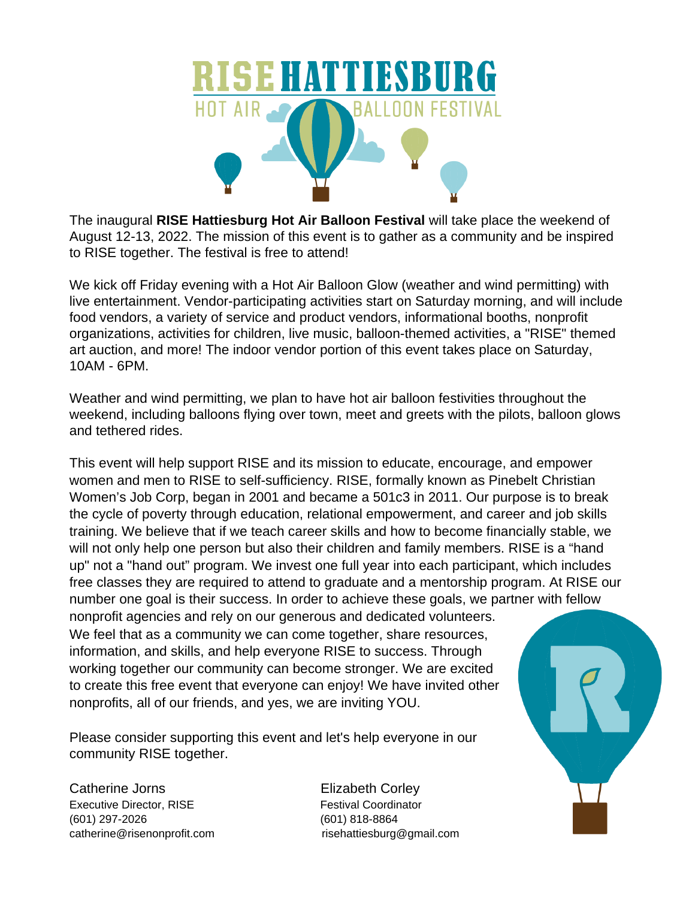# RISE HATTIESBURG

## HOT AIR BALLOON FESTIVAL

The inaugural **RISE Hattiesburg Hot Air Balloon Festival** will take place the weekend of August 12-13, 2022. The mission of this event is to gather as a community and be inspired to RISE together. The festival is free to attend!

We kick off Friday evening with a Hot Air Balloon Glow (weather and wind permitting) with live entertainment. Vendor-participating activities start on Saturday morning, and will include food vendors, a variety of service and product vendors, informational booths, nonprofit organizations, activities for children, live music, balloon-themed activities, a "RISE" themed art auction, and more! The indoor vendor portion of this event takes place on Saturday, 10AM - 6PM.

Weather and wind permitting, we plan to have hot air balloon festivities throughout the weekend, including balloons flying over town, meet and greets with the pilots, balloon glows and tethered rides.

This event will help support RISE and its mission to educate, encourage, and empower women and men to RISE to self-sufficiency. RISE, formally known as Pinebelt Christian Women's Job Corp, began in 2001 and became a 501c3 in 2011. Our purpose is to break the cycle of poverty through education, relational empowerment, and career and job skills training. We believe that if we teach career skills and how to become financially stable, we will not only help one person but also their children and family members. RISE is a "hand up" not a "hand out" program. We invest one full year into each participant, which includes free classes they are required to attend to graduate and a mentorship program. At RISE our number one goal is their success. In order to achieve these goals, we partner with fellow nonprofit agencies and rely on our generous and dedicated volunteers. We feel that as a community we can come together, share resources, information, and skills, and help everyone RISE to success. Through working together our community can become stronger. We are excited to create this free event that everyone can enjoy! We have invited other nonprofits, all of our friends, and yes, we are inviting YOU.

Please consider supporting this event and let's help everyone in our community RISE together.

Catherine Jorns
Executive Director, RISE
(601) 297-2026
catherine@risenonprofit.com

Elizabeth Corley
Festival Coordinator
(601) 818-8864
risehattiesburg@gmail.com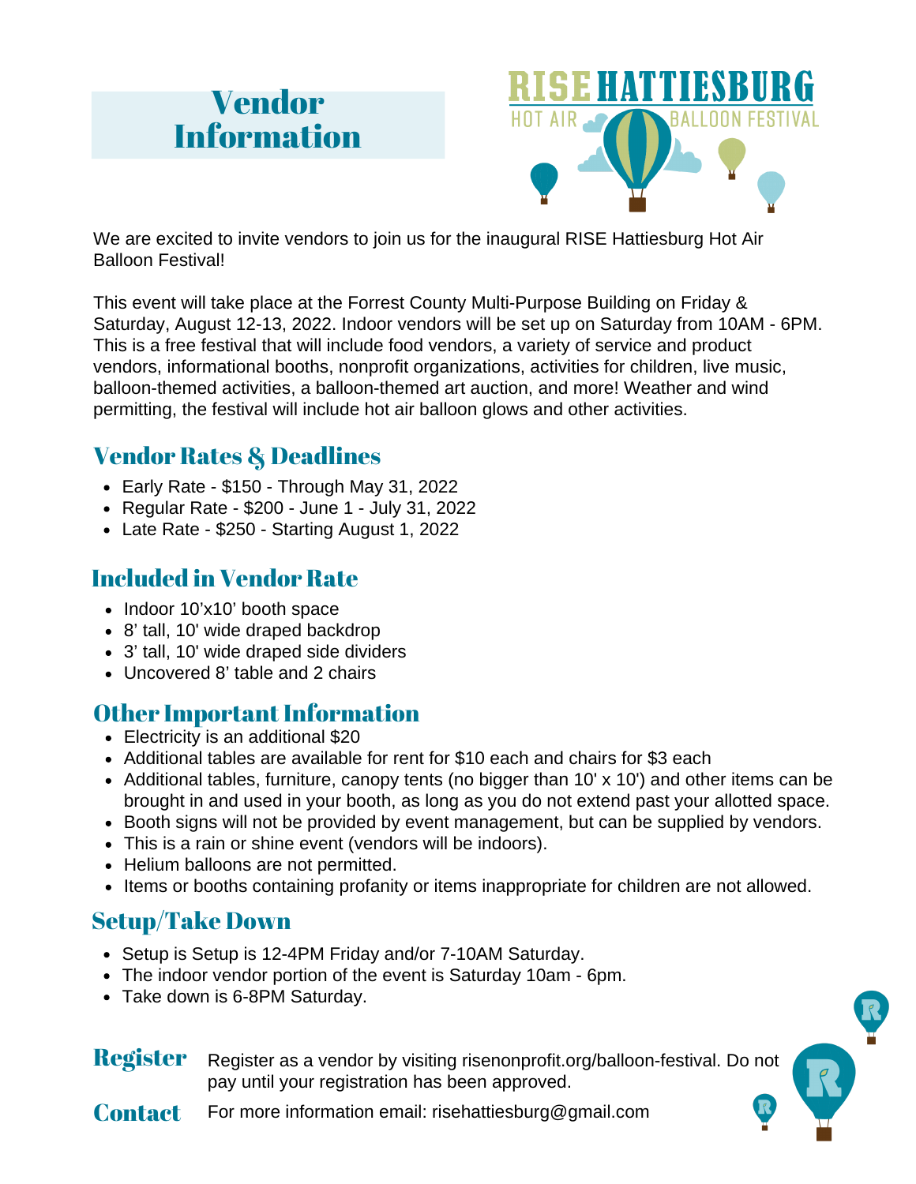# Vendor Information

RISE HATTIESBURG
HOT AIR BALLOON FESTIVAL

We are excited to invite vendors to join us for the inaugural RISE Hattiesburg Hot Air Balloon Festival!

This event will take place at the Forrest County Multi-Purpose Building on Friday & Saturday, August 12-13, 2022. Indoor vendors will be set up on Saturday from 10AM - 6PM. This is a free festival that will include food vendors, a variety of service and product vendors, informational booths, nonprofit organizations, activities for children, live music, balloon-themed activities, a balloon-themed art auction, and more! Weather and wind permitting, the festival will include hot air balloon glows and other activities.

## Vendor Rates & Deadlines

- Early Rate - $150 - Through May 31, 2022
- Regular Rate - $200 - June 1 - July 31, 2022
- Late Rate - $250 - Starting August 1, 2022

## Included in Vendor Rate

- Indoor 10’x10’ booth space
- 8’ tall, 10' wide draped backdrop
- 3’ tall, 10' wide draped side dividers
- Uncovered 8’ table and 2 chairs

## Other Important Information

- Electricity is an additional $20
- Additional tables are available for rent for $10 each and chairs for $3 each
- Additional tables, furniture, canopy tents (no bigger than 10' x 10') and other items can be brought in and used in your booth, as long as you do not extend past your allotted space.
- Booth signs will not be provided by event management, but can be supplied by vendors.
- This is a rain or shine event (vendors will be indoors).
- Helium balloons are not permitted.
- Items or booths containing profanity or items inappropriate for children are not allowed.

## Setup/Take Down

- Setup is Setup is 12-4PM Friday and/or 7-10AM Saturday.
- The indoor vendor portion of the event is Saturday 10am - 6pm.
- Take down is 6-8PM Saturday.

**Register** Register as a vendor by visiting risenonprofit.org/balloon-festival. Do not pay until your registration has been approved.

**Contact** For more information email: risehattiesburg@gmail.com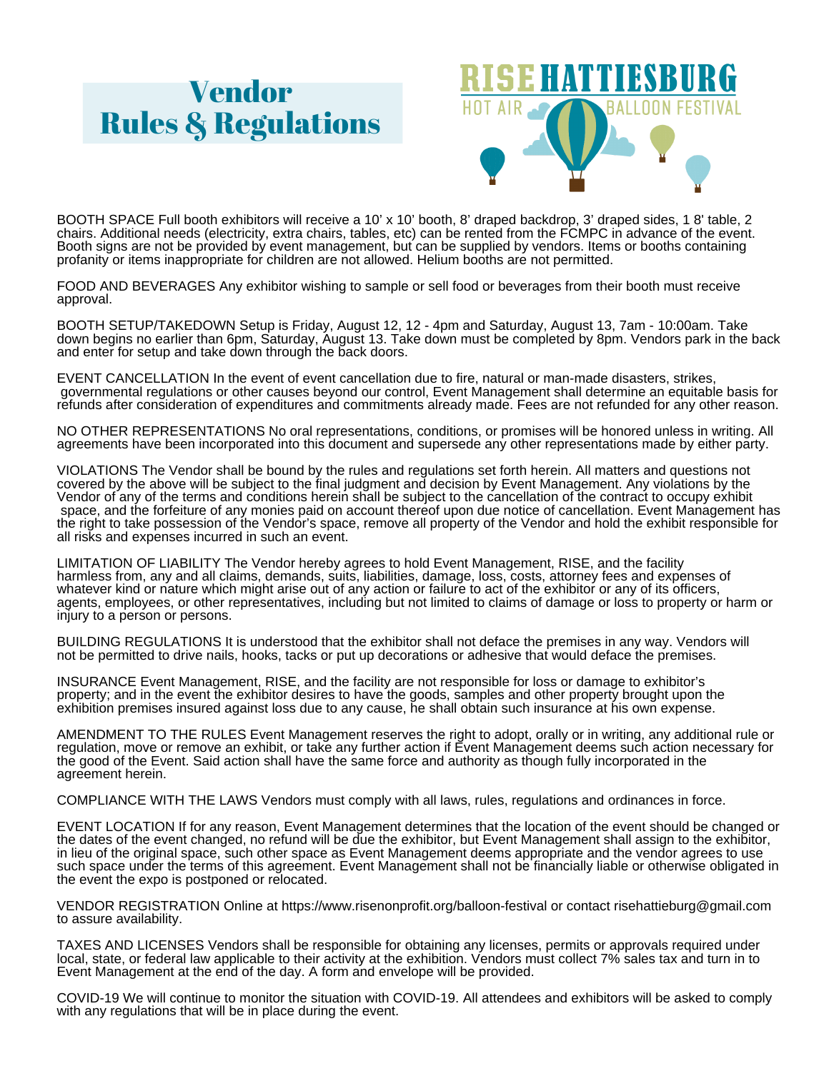# Vendor Rules & Regulations

RISE HATTIESBURG HOT AIR BALLOON FESTIVAL

BOOTH SPACE Full booth exhibitors will receive a 10' x 10' booth, 8' draped backdrop, 3' draped sides, 1 8' table, 2 chairs. Additional needs (electricity, extra chairs, tables, etc) can be rented from the FCMPC in advance of the event. Booth signs are not be provided by event management, but can be supplied by vendors. Items or booths containing profanity or items inappropriate for children are not allowed. Helium booths are not permitted.

FOOD AND BEVERAGES Any exhibitor wishing to sample or sell food or beverages from their booth must receive approval.

BOOTH SETUP/TAKEDOWN Setup is Friday, August 12, 12 - 4pm and Saturday, August 13, 7am - 10:00am. Take down begins no earlier than 6pm, Saturday, August 13. Take down must be completed by 8pm. Vendors park in the back and enter for setup and take down through the back doors.

EVENT CANCELLATION In the event of event cancellation due to fire, natural or man-made disasters, strikes, governmental regulations or other causes beyond our control, Event Management shall determine an equitable basis for refunds after consideration of expenditures and commitments already made. Fees are not refunded for any other reason.

NO OTHER REPRESENTATIONS No oral representations, conditions, or promises will be honored unless in writing. All agreements have been incorporated into this document and supersede any other representations made by either party.

VIOLATIONS The Vendor shall be bound by the rules and regulations set forth herein. All matters and questions not covered by the above will be subject to the final judgment and decision by Event Management. Any violations by the Vendor of any of the terms and conditions herein shall be subject to the cancellation of the contract to occupy exhibit space, and the forfeiture of any monies paid on account thereof upon due notice of cancellation. Event Management has the right to take possession of the Vendor's space, remove all property of the Vendor and hold the exhibit responsible for all risks and expenses incurred in such an event.

LIMITATION OF LIABILITY The Vendor hereby agrees to hold Event Management, RISE, and the facility harmless from, any and all claims, demands, suits, liabilities, damage, loss, costs, attorney fees and expenses of whatever kind or nature which might arise out of any action or failure to act of the exhibitor or any of its officers, agents, employees, or other representatives, including but not limited to claims of damage or loss to property or harm or injury to a person or persons.

BUILDING REGULATIONS It is understood that the exhibitor shall not deface the premises in any way. Vendors will not be permitted to drive nails, hooks, tacks or put up decorations or adhesive that would deface the premises.

INSURANCE Event Management, RISE, and the facility are not responsible for loss or damage to exhibitor's property; and in the event the exhibitor desires to have the goods, samples and other property brought upon the exhibition premises insured against loss due to any cause, he shall obtain such insurance at his own expense.

AMENDMENT TO THE RULES Event Management reserves the right to adopt, orally or in writing, any additional rule or regulation, move or remove an exhibit, or take any further action if Event Management deems such action necessary for the good of the Event. Said action shall have the same force and authority as though fully incorporated in the agreement herein.

COMPLIANCE WITH THE LAWS Vendors must comply with all laws, rules, regulations and ordinances in force.

EVENT LOCATION If for any reason, Event Management determines that the location of the event should be changed or the dates of the event changed, no refund will be due the exhibitor, but Event Management shall assign to the exhibitor, in lieu of the original space, such other space as Event Management deems appropriate and the vendor agrees to use such space under the terms of this agreement. Event Management shall not be financially liable or otherwise obligated in the event the expo is postponed or relocated.

VENDOR REGISTRATION Online at https://www.risenonprofit.org/balloon-festival or contact risehattieburg@gmail.com to assure availability.

TAXES AND LICENSES Vendors shall be responsible for obtaining any licenses, permits or approvals required under local, state, or federal law applicable to their activity at the exhibition. Vendors must collect 7% sales tax and turn in to Event Management at the end of the day. A form and envelope will be provided.

COVID-19 We will continue to monitor the situation with COVID-19. All attendees and exhibitors will be asked to comply with any regulations that will be in place during the event.